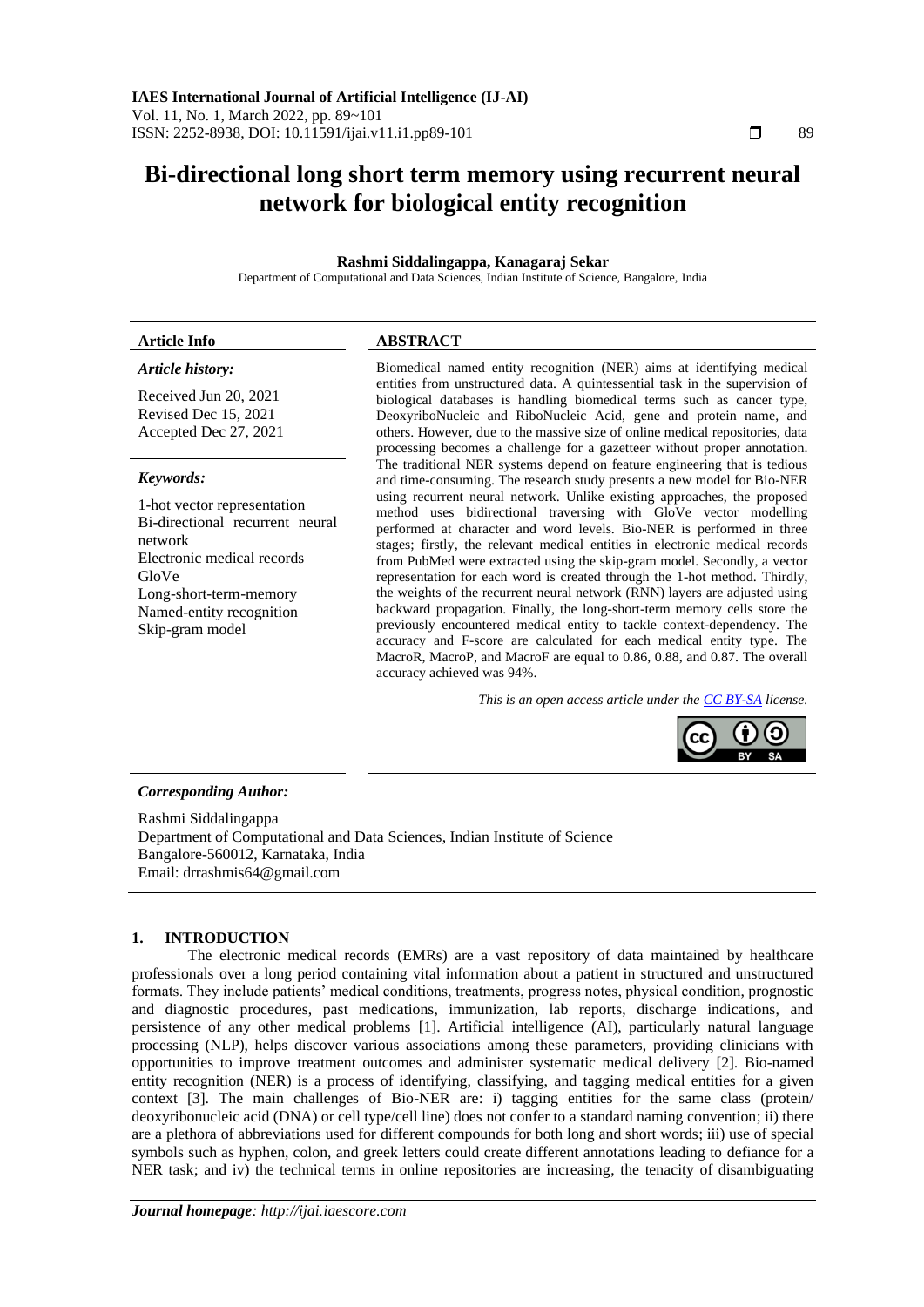# Bi-directional long short term memory using recurrent neural network for biological entity recognition

**Rashmi Siddalingappa, Kanagaraj Sekar**

Department of Computational and Data Sciences, Indian Institute of Science, Bangalore, India

| **Article Info** | **ABSTRACT** |
|---|---|
| ***Article history:*** Received Jun 20, 2021 Revised Dec 15, 2021 Accepted Dec 27, 2021 ***Keywords:*** 1-hot vector representation Bi-directional recurrent neural network Electronic medical records GloVe Long-short-term-memory Named-entity recognition Skip-gram model | Biomedical named entity recognition (NER) aims at identifying medical entities from unstructured data. A quintessential task in the supervision of biological databases is handling biomedical terms such as cancer type, DeoxyriboNucleic and RiboNucleic Acid, gene and protein name, and others. However, due to the massive size of online medical repositories, data processing becomes a challenge for a gazetteer without proper annotation. The traditional NER systems depend on feature engineering that is tedious and time-consuming. The research study presents a new model for Bio-NER using recurrent neural network. Unlike existing approaches, the proposed method uses bidirectional traversing with GloVe vector modelling performed at character and word levels. Bio-NER is performed in three stages; firstly, the relevant medical entities in electronic medical records from PubMed were extracted using the skip-gram model. Secondly, a vector representation for each word is created through the 1-hot method. Thirdly, the weights of the recurrent neural network (RNN) layers are adjusted using backward propagation. Finally, the long-short-term-memory cells store the previously encountered medical entity to tackle context-dependency. The accuracy and F-score are calculated for each medical entity type. The MacroR, MacroP, and MacroF are equal to 0.86, 0.88, and 0.87. The overall accuracy achieved was 94%. *This is an open access article under the CC BY-SA license.* |

***Corresponding Author:***

Rashmi Siddalingappa
Department of Computational and Data Sciences, Indian Institute of Science
Bangalore-560012, Karnataka, India
Email: drrashmis64@gmail.com

## 1. INTRODUCTION

The electronic medical records (EMRs) are a vast repository of data maintained by healthcare professionals over a long period containing vital information about a patient in structured and unstructured formats. They include patients' medical conditions, treatments, progress notes, physical condition, prognostic and diagnostic procedures, past medications, immunization, lab reports, discharge indications, and persistence of any other medical problems [1]. Artificial intelligence (AI), particularly natural language processing (NLP), helps discover various associations among these parameters, providing clinicians with opportunities to improve treatment outcomes and administer systematic medical delivery [2]. Bio-named entity recognition (NER) is a process of identifying, classifying, and tagging medical entities for a given context [3]. The main challenges of Bio-NER are: i) tagging entities for the same class (protein/ deoxyribonucleic acid (DNA) or cell type/cell line) does not confer to a standard naming convention; ii) there are a plethora of abbreviations used for different compounds for both long and short words; iii) use of special symbols such as hyphen, colon, and greek letters could create different annotations leading to defiance for a NER task; and iv) the technical terms in online repositories are increasing, the tenacity of disambiguating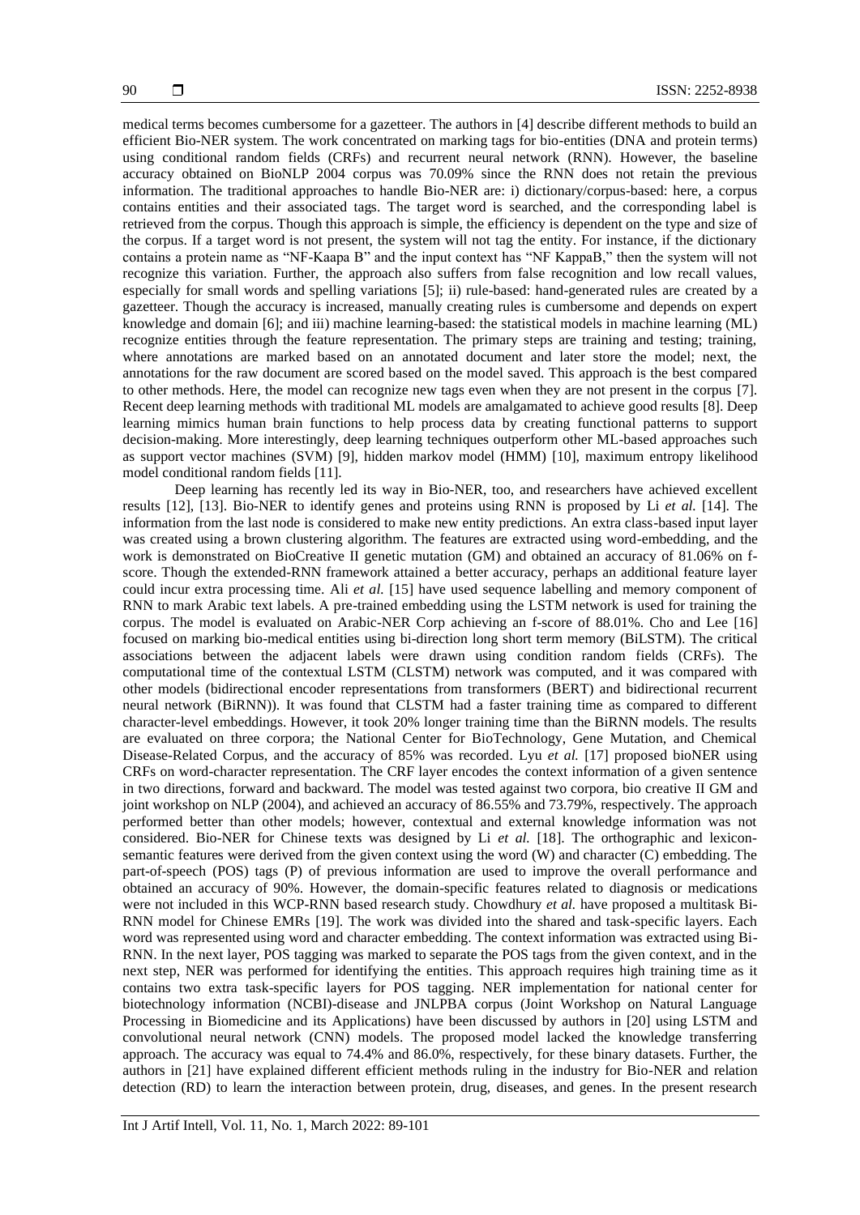medical terms becomes cumbersome for a gazetteer. The authors in [4] describe different methods to build an efficient Bio-NER system. The work concentrated on marking tags for bio-entities (DNA and protein terms) using conditional random fields (CRFs) and recurrent neural network (RNN). However, the baseline accuracy obtained on BioNLP 2004 corpus was 70.09% since the RNN does not retain the previous information. The traditional approaches to handle Bio-NER are: i) dictionary/corpus-based: here, a corpus contains entities and their associated tags. The target word is searched, and the corresponding label is retrieved from the corpus. Though this approach is simple, the efficiency is dependent on the type and size of the corpus. If a target word is not present, the system will not tag the entity. For instance, if the dictionary contains a protein name as "NF-Kaapa B" and the input context has "NF KappaB," then the system will not recognize this variation. Further, the approach also suffers from false recognition and low recall values, especially for small words and spelling variations [5]; ii) rule-based: hand-generated rules are created by a gazetteer. Though the accuracy is increased, manually creating rules is cumbersome and depends on expert knowledge and domain [6]; and iii) machine learning-based: the statistical models in machine learning (ML) recognize entities through the feature representation. The primary steps are training and testing; training, where annotations are marked based on an annotated document and later store the model; next, the annotations for the raw document are scored based on the model saved. This approach is the best compared to other methods. Here, the model can recognize new tags even when they are not present in the corpus [7]. Recent deep learning methods with traditional ML models are amalgamated to achieve good results [8]. Deep learning mimics human brain functions to help process data by creating functional patterns to support decision-making. More interestingly, deep learning techniques outperform other ML-based approaches such as support vector machines (SVM) [9], hidden markov model (HMM) [10], maximum entropy likelihood model conditional random fields [11].

Deep learning has recently led its way in Bio-NER, too, and researchers have achieved excellent results [12], [13]. Bio-NER to identify genes and proteins using RNN is proposed by Li *et al.* [14]. The information from the last node is considered to make new entity predictions. An extra class-based input layer was created using a brown clustering algorithm. The features are extracted using word-embedding, and the work is demonstrated on BioCreative II genetic mutation (GM) and obtained an accuracy of 81.06% on f-score. Though the extended-RNN framework attained a better accuracy, perhaps an additional feature layer could incur extra processing time. Ali *et al.* [15] have used sequence labelling and memory component of RNN to mark Arabic text labels. A pre-trained embedding using the LSTM network is used for training the corpus. The model is evaluated on Arabic-NER Corp achieving an f-score of 88.01%. Cho and Lee [16] focused on marking bio-medical entities using bi-direction long short term memory (BiLSTM). The critical associations between the adjacent labels were drawn using condition random fields (CRFs). The computational time of the contextual LSTM (CLSTM) network was computed, and it was compared with other models (bidirectional encoder representations from transformers (BERT) and bidirectional recurrent neural network (BiRNN)). It was found that CLSTM had a faster training time as compared to different character-level embeddings. However, it took 20% longer training time than the BiRNN models. The results are evaluated on three corpora; the National Center for BioTechnology, Gene Mutation, and Chemical Disease-Related Corpus, and the accuracy of 85% was recorded. Lyu *et al.* [17] proposed bioNER using CRFs on word-character representation. The CRF layer encodes the context information of a given sentence in two directions, forward and backward. The model was tested against two corpora, bio creative II GM and joint workshop on NLP (2004), and achieved an accuracy of 86.55% and 73.79%, respectively. The approach performed better than other models; however, contextual and external knowledge information was not considered. Bio-NER for Chinese texts was designed by Li *et al.* [18]. The orthographic and lexicon-semantic features were derived from the given context using the word (W) and character (C) embedding. The part-of-speech (POS) tags (P) of previous information are used to improve the overall performance and obtained an accuracy of 90%. However, the domain-specific features related to diagnosis or medications were not included in this WCP-RNN based research study. Chowdhury *et al.* have proposed a multitask Bi-RNN model for Chinese EMRs [19]. The work was divided into the shared and task-specific layers. Each word was represented using word and character embedding. The context information was extracted using Bi-RNN. In the next layer, POS tagging was marked to separate the POS tags from the given context, and in the next step, NER was performed for identifying the entities. This approach requires high training time as it contains two extra task-specific layers for POS tagging. NER implementation for national center for biotechnology information (NCBI)-disease and JNLPBA corpus (Joint Workshop on Natural Language Processing in Biomedicine and its Applications) have been discussed by authors in [20] using LSTM and convolutional neural network (CNN) models. The proposed model lacked the knowledge transferring approach. The accuracy was equal to 74.4% and 86.0%, respectively, for these binary datasets. Further, the authors in [21] have explained different efficient methods ruling in the industry for Bio-NER and relation detection (RD) to learn the interaction between protein, drug, diseases, and genes. In the present research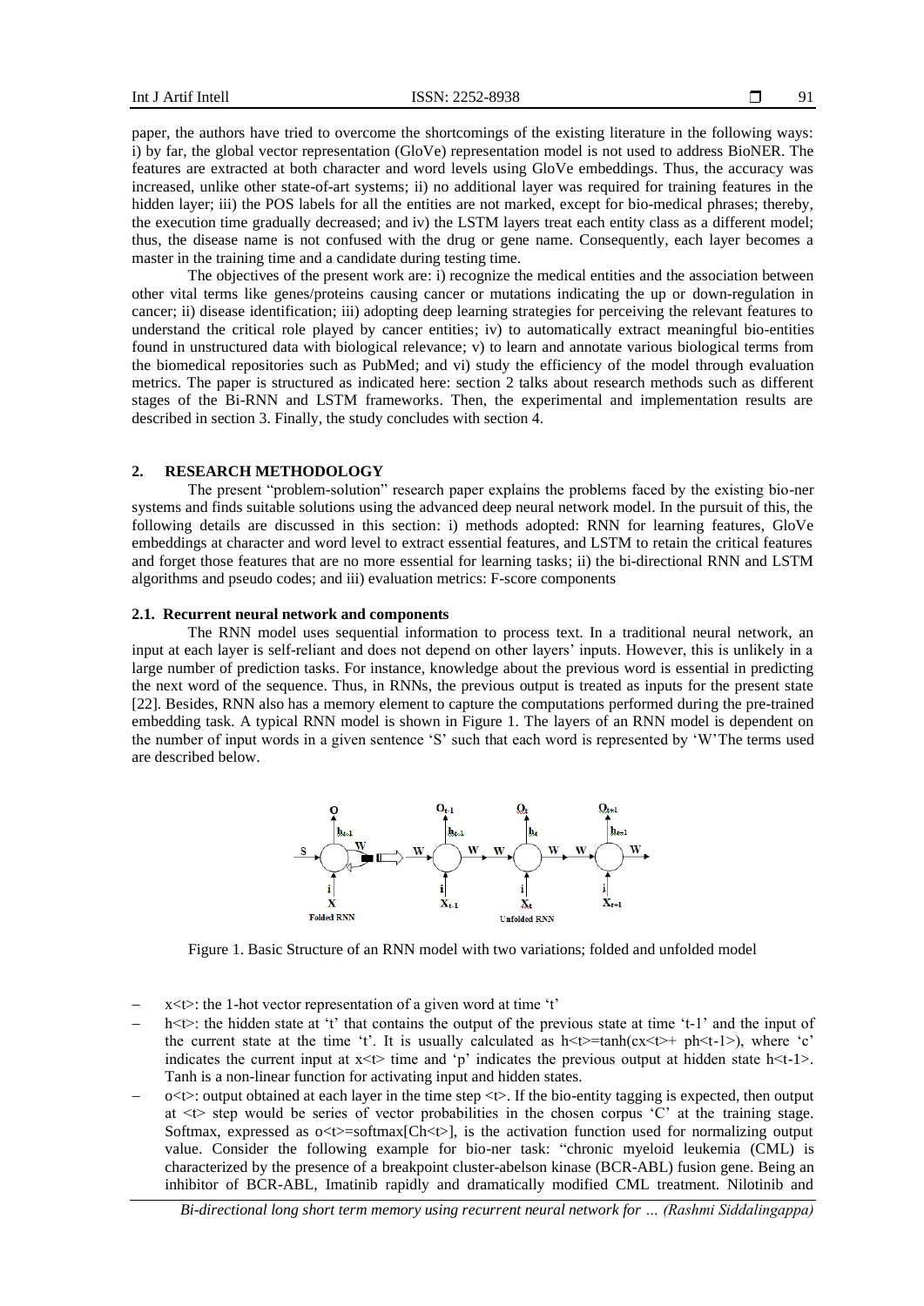paper, the authors have tried to overcome the shortcomings of the existing literature in the following ways: i) by far, the global vector representation (GloVe) representation model is not used to address BioNER. The features are extracted at both character and word levels using GloVe embeddings. Thus, the accuracy was increased, unlike other state-of-art systems; ii) no additional layer was required for training features in the hidden layer; iii) the POS labels for all the entities are not marked, except for bio-medical phrases; thereby, the execution time gradually decreased; and iv) the LSTM layers treat each entity class as a different model; thus, the disease name is not confused with the drug or gene name. Consequently, each layer becomes a master in the training time and a candidate during testing time.

The objectives of the present work are: i) recognize the medical entities and the association between other vital terms like genes/proteins causing cancer or mutations indicating the up or down-regulation in cancer; ii) disease identification; iii) adopting deep learning strategies for perceiving the relevant features to understand the critical role played by cancer entities; iv) to automatically extract meaningful bio-entities found in unstructured data with biological relevance; v) to learn and annotate various biological terms from the biomedical repositories such as PubMed; and vi) study the efficiency of the model through evaluation metrics. The paper is structured as indicated here: section 2 talks about research methods such as different stages of the Bi-RNN and LSTM frameworks. Then, the experimental and implementation results are described in section 3. Finally, the study concludes with section 4.

## 2. RESEARCH METHODOLOGY

The present "problem-solution" research paper explains the problems faced by the existing bio-ner systems and finds suitable solutions using the advanced deep neural network model. In the pursuit of this, the following details are discussed in this section: i) methods adopted: RNN for learning features, GloVe embeddings at character and word level to extract essential features, and LSTM to retain the critical features and forget those features that are no more essential for learning tasks; ii) the bi-directional RNN and LSTM algorithms and pseudo codes; and iii) evaluation metrics: F-score components

### 2.1. Recurrent neural network and components

The RNN model uses sequential information to process text. In a traditional neural network, an input at each layer is self-reliant and does not depend on other layers' inputs. However, this is unlikely in a large number of prediction tasks. For instance, knowledge about the previous word is essential in predicting the next word of the sequence. Thus, in RNNs, the previous output is treated as inputs for the present state [22]. Besides, RNN also has a memory element to capture the computations performed during the pre-trained embedding task. A typical RNN model is shown in Figure 1. The layers of an RNN model is dependent on the number of input words in a given sentence 'S' such that each word is represented by 'W'The terms used are described below.

Figure 1. Basic Structure of an RNN model with two variations; folded and unfolded model

- x<t>: the 1-hot vector representation of a given word at time 't'
- h<t>: the hidden state at 't' that contains the output of the previous state at time 't-1' and the input of the current state at the time 't'. It is usually calculated as h<t>=tanh(cx<t>+ ph<t-1>), where 'c' indicates the current input at x<t> time and 'p' indicates the previous output at hidden state h<t-1>. Tanh is a non-linear function for activating input and hidden states.
- o<t>: output obtained at each layer in the time step <t>. If the bio-entity tagging is expected, then output at <t> step would be series of vector probabilities in the chosen corpus 'C' at the training stage. Softmax, expressed as o<t>=softmax[Ch<t>], is the activation function used for normalizing output value. Consider the following example for bio-ner task: "chronic myeloid leukemia (CML) is characterized by the presence of a breakpoint cluster-abelson kinase (BCR-ABL) fusion gene. Being an inhibitor of BCR-ABL, Imatinib rapidly and dramatically modified CML treatment. Nilotinib and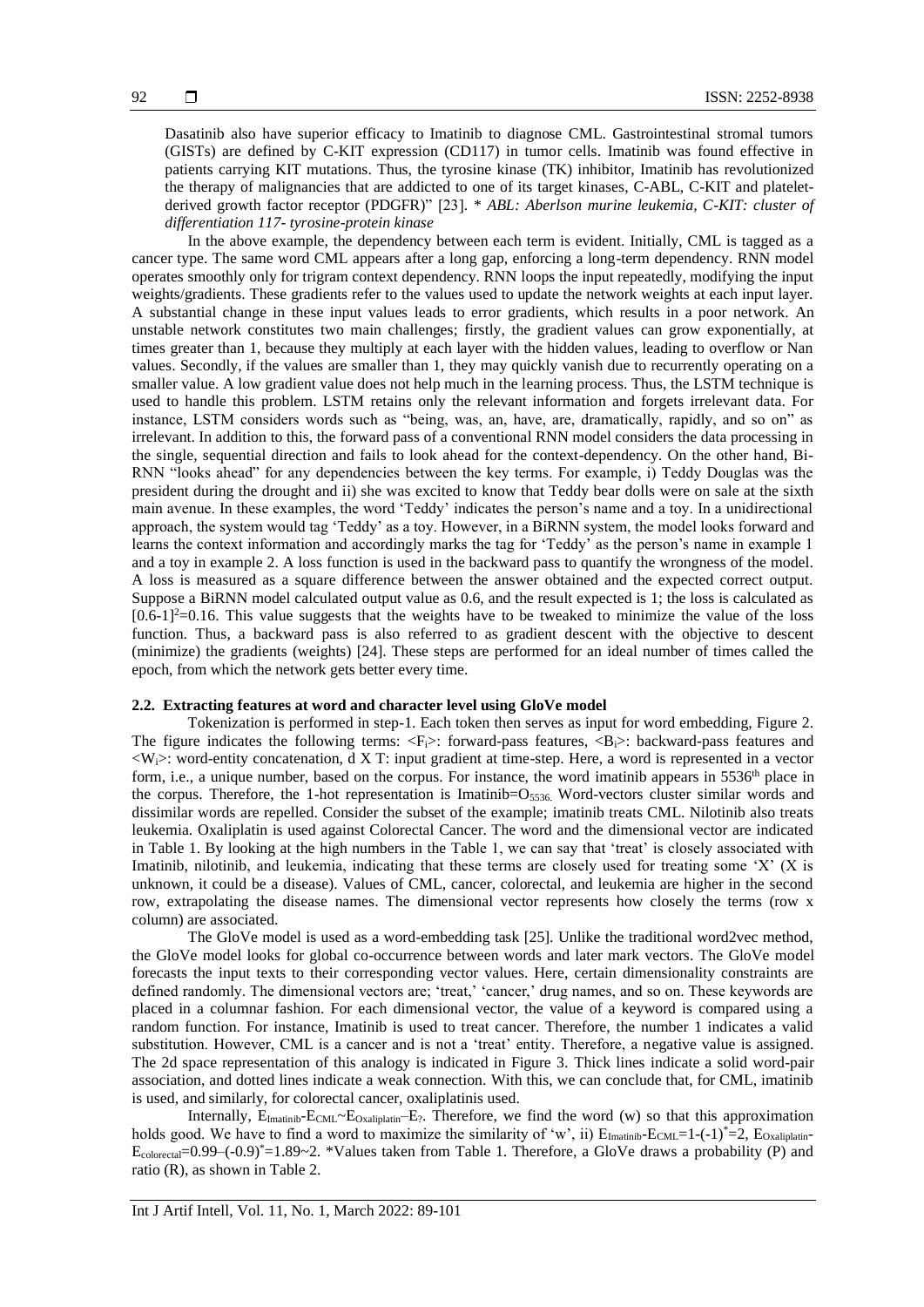Dasatinib also have superior efficacy to Imatinib to diagnose CML. Gastrointestinal stromal tumors (GISTs) are defined by C-KIT expression (CD117) in tumor cells. Imatinib was found effective in patients carrying KIT mutations. Thus, the tyrosine kinase (TK) inhibitor, Imatinib has revolutionized the therapy of malignancies that are addicted to one of its target kinases, C-ABL, C-KIT and platelet-derived growth factor receptor (PDGFR)" [23]. * *ABL: Aberlson murine leukemia, C-KIT: cluster of differentiation 117- tyrosine-protein kinase*

In the above example, the dependency between each term is evident. Initially, CML is tagged as a cancer type. The same word CML appears after a long gap, enforcing a long-term dependency. RNN model operates smoothly only for trigram context dependency. RNN loops the input repeatedly, modifying the input weights/gradients. These gradients refer to the values used to update the network weights at each input layer. A substantial change in these input values leads to error gradients, which results in a poor network. An unstable network constitutes two main challenges; firstly, the gradient values can grow exponentially, at times greater than 1, because they multiply at each layer with the hidden values, leading to overflow or Nan values. Secondly, if the values are smaller than 1, they may quickly vanish due to recurrently operating on a smaller value. A low gradient value does not help much in the learning process. Thus, the LSTM technique is used to handle this problem. LSTM retains only the relevant information and forgets irrelevant data. For instance, LSTM considers words such as "being, was, an, have, are, dramatically, rapidly, and so on" as irrelevant. In addition to this, the forward pass of a conventional RNN model considers the data processing in the single, sequential direction and fails to look ahead for the context-dependency. On the other hand, Bi-RNN "looks ahead" for any dependencies between the key terms. For example, i) Teddy Douglas was the president during the drought and ii) she was excited to know that Teddy bear dolls were on sale at the sixth main avenue. In these examples, the word 'Teddy' indicates the person's name and a toy. In a unidirectional approach, the system would tag 'Teddy' as a toy. However, in a BiRNN system, the model looks forward and learns the context information and accordingly marks the tag for 'Teddy' as the person's name in example 1 and a toy in example 2. A loss function is used in the backward pass to quantify the wrongness of the model. A loss is measured as a square difference between the answer obtained and the expected correct output. Suppose a BiRNN model calculated output value as 0.6, and the result expected is 1; the loss is calculated as $[0.6\text{-}1]^2=0.16$. This value suggests that the weights have to be tweaked to minimize the value of the loss function. Thus, a backward pass is also referred to as gradient descent with the objective to descent (minimize) the gradients (weights) [24]. These steps are performed for an ideal number of times called the epoch, from which the network gets better every time.

### 2.2. Extracting features at word and character level using GloVe model

Tokenization is performed in step-1. Each token then serves as input for word embedding, Figure 2. The figure indicates the following terms: $<F_i>$: forward-pass features, $<B_i>$: backward-pass features and $<W_i>$: word-entity concatenation, d X T: input gradient at time-step. Here, a word is represented in a vector form, i.e., a unique number, based on the corpus. For instance, the word imatinib appears in 5536[th] place in the corpus. Therefore, the 1-hot representation is Imatinib=$O_{5536}$. Word-vectors cluster similar words and dissimilar words are repelled. Consider the subset of the example; imatinib treats CML. Nilotinib also treats leukemia. Oxaliplatin is used against Colorectal Cancer. The word and the dimensional vector are indicated in Table 1. By looking at the high numbers in the Table 1, we can say that 'treat' is closely associated with Imatinib, nilotinib, and leukemia, indicating that these terms are closely used for treating some 'X' (X is unknown, it could be a disease). Values of CML, cancer, colorectal, and leukemia are higher in the second row, extrapolating the disease names. The dimensional vector represents how closely the terms (row x column) are associated.

The GloVe model is used as a word-embedding task [25]. Unlike the traditional word2vec method, the GloVe model looks for global co-occurrence between words and later mark vectors. The GloVe model forecasts the input texts to their corresponding vector values. Here, certain dimensionality constraints are defined randomly. The dimensional vectors are; 'treat,' 'cancer,' drug names, and so on. These keywords are placed in a columnar fashion. For each dimensional vector, the value of a keyword is compared using a random function. For instance, Imatinib is used to treat cancer. Therefore, the number 1 indicates a valid substitution. However, CML is a cancer and is not a 'treat' entity. Therefore, a negative value is assigned. The 2d space representation of this analogy is indicated in Figure 3. Thick lines indicate a solid word-pair association, and dotted lines indicate a weak connection. With this, we can conclude that, for CML, imatinib is used, and similarly, for colorectal cancer, oxaliplatinis used.

Internally, $E_{Imatinib}\text{-}E_{CML}\sim E_{Oxaliplatin}\text{–}E_?$. Therefore, we find the word (w) so that this approximation holds good. We have to find a word to maximize the similarity of 'w', ii) $E_{Imatinib}\text{-}E_{CML}=1\text{-}(-1)^*=2$, $E_{Oxaliplatin}\text{-}E_{colorectal}=0.99\text{–}(-0.9)^*=1.89\sim 2$. *Values taken from Table 1. Therefore, a GloVe draws a probability (P) and ratio (R), as shown in Table 2.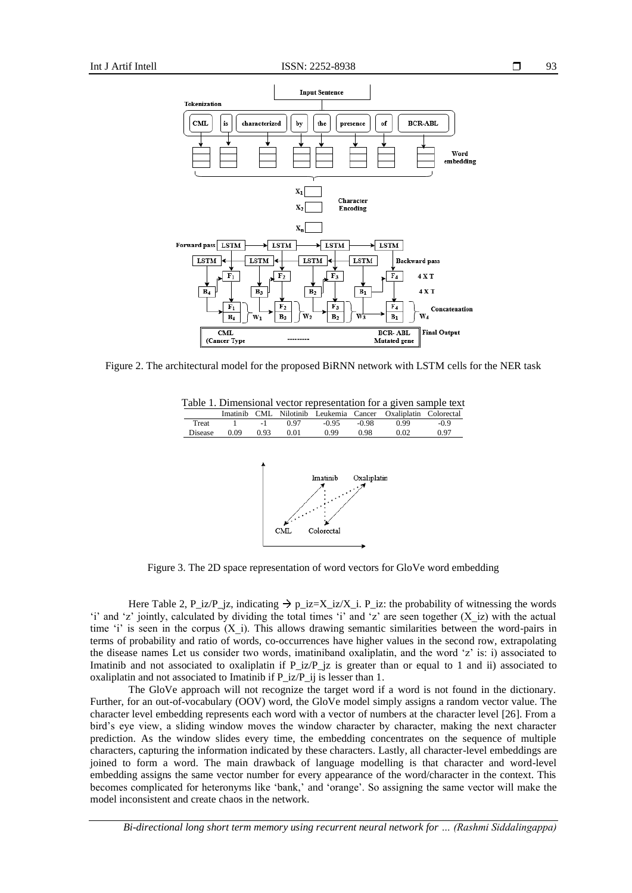Figure 2. The architectural model for the proposed BiRNN network with LSTM cells for the NER task

Table 1. Dimensional vector representation for a given sample text

| | Imatinib | CML | Nilotinib | Leukemia | Cancer | Oxaliplatin | Colorectal |
|---|---|---|---|---|---|---|---|
| Treat | 1 | -1 | 0.97 | -0.95 | -0.98 | 0.99 | -0.9 |
| Disease | 0.09 | 0.93 | 0.01 | 0.99 | 0.98 | 0.02 | 0.97 |

Figure 3. The 2D space representation of word vectors for GloVe word embedding

Here Table 2, P_iz/P_jz, indicating → $p\_iz = X\_iz/X\_i$. P_iz: the probability of witnessing the words 'i' and 'z' jointly, calculated by dividing the total times 'i' and 'z' are seen together (X_iz) with the actual time 'i' is seen in the corpus (X_i). This allows drawing semantic similarities between the word-pairs in terms of probability and ratio of words, co-occurrences have higher values in the second row, extrapolating the disease names Let us consider two words, imatiniband oxaliplatin, and the word 'z' is: i) associated to Imatinib and not associated to oxaliplatin if P_iz/P_jz is greater than or equal to 1 and ii) associated to oxaliplatin and not associated to Imatinib if P_iz/P_ij is lesser than 1.

The GloVe approach will not recognize the target word if a word is not found in the dictionary. Further, for an out-of-vocabulary (OOV) word, the GloVe model simply assigns a random vector value. The character level embedding represents each word with a vector of numbers at the character level [26]. From a bird's eye view, a sliding window moves the window character by character, making the next character prediction. As the window slides every time, the embedding concentrates on the sequence of multiple characters, capturing the information indicated by these characters. Lastly, all character-level embeddings are joined to form a word. The main drawback of language modelling is that character and word-level embedding assigns the same vector number for every appearance of the word/character in the context. This becomes complicated for heteronyms like 'bank,' and 'orange'. So assigning the same vector will make the model inconsistent and create chaos in the network.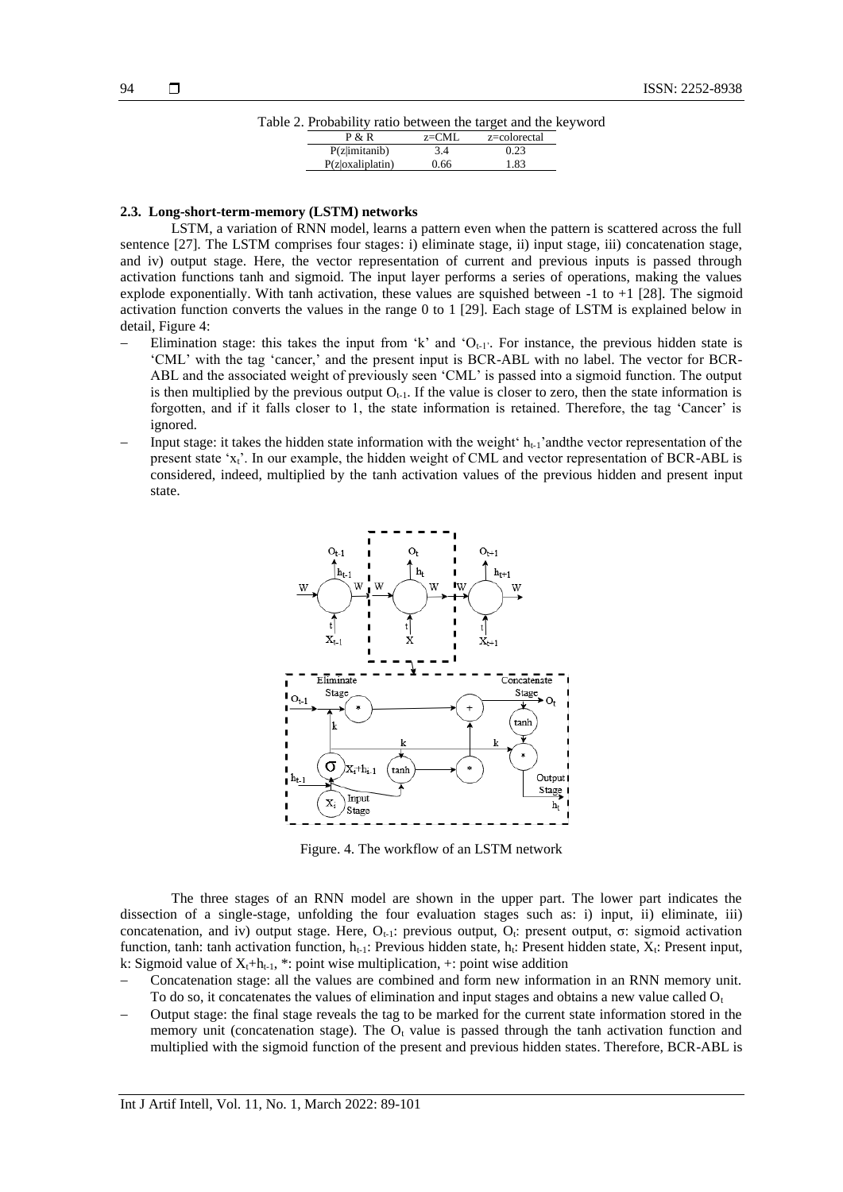Table 2. Probability ratio between the target and the keyword

| P & R | z=CML | z=colorectal |
|---|---|---|
| P(z\|imitanib) | 3.4 | 0.23 |
| P(z\|oxaliplatin) | 0.66 | 1.83 |

### 2.3. Long-short-term-memory (LSTM) networks

LSTM, a variation of RNN model, learns a pattern even when the pattern is scattered across the full sentence [27]. The LSTM comprises four stages: i) eliminate stage, ii) input stage, iii) concatenation stage, and iv) output stage. Here, the vector representation of current and previous inputs is passed through activation functions tanh and sigmoid. The input layer performs a series of operations, making the values explode exponentially. With tanh activation, these values are squished between -1 to +1 [28]. The sigmoid activation function converts the values in the range 0 to 1 [29]. Each stage of LSTM is explained below in detail, Figure 4:

- Elimination stage: this takes the input from 'k' and '$O_{t-1}$'. For instance, the previous hidden state is 'CML' with the tag 'cancer,' and the present input is BCR-ABL with no label. The vector for BCR-ABL and the associated weight of previously seen 'CML' is passed into a sigmoid function. The output is then multiplied by the previous output $O_{t-1}$. If the value is closer to zero, then the state information is forgotten, and if it falls closer to 1, the state information is retained. Therefore, the tag 'Cancer' is ignored.
- Input stage: it takes the hidden state information with the weight' $h_{t-1}$'andthe vector representation of the present state '$x_t$'. In our example, the hidden weight of CML and vector representation of BCR-ABL is considered, indeed, multiplied by the tanh activation values of the previous hidden and present input state.

Figure. 4. The workflow of an LSTM network

The three stages of an RNN model are shown in the upper part. The lower part indicates the dissection of a single-stage, unfolding the four evaluation stages such as: i) input, ii) eliminate, iii) concatenation, and iv) output stage. Here, $O_{t-1}$: previous output, $O_t$: present output, σ: sigmoid activation function, tanh: tanh activation function, $h_{t-1}$: Previous hidden state, $h_t$: Present hidden state, $X_t$: Present input, k: Sigmoid value of $X_t$+$h_{t-1}$, *: point wise multiplication, +: point wise addition

- Concatenation stage: all the values are combined and form new information in an RNN memory unit. To do so, it concatenates the values of elimination and input stages and obtains a new value called $O_t$
- Output stage: the final stage reveals the tag to be marked for the current state information stored in the memory unit (concatenation stage). The $O_t$ value is passed through the tanh activation function and multiplied with the sigmoid function of the present and previous hidden states. Therefore, BCR-ABL is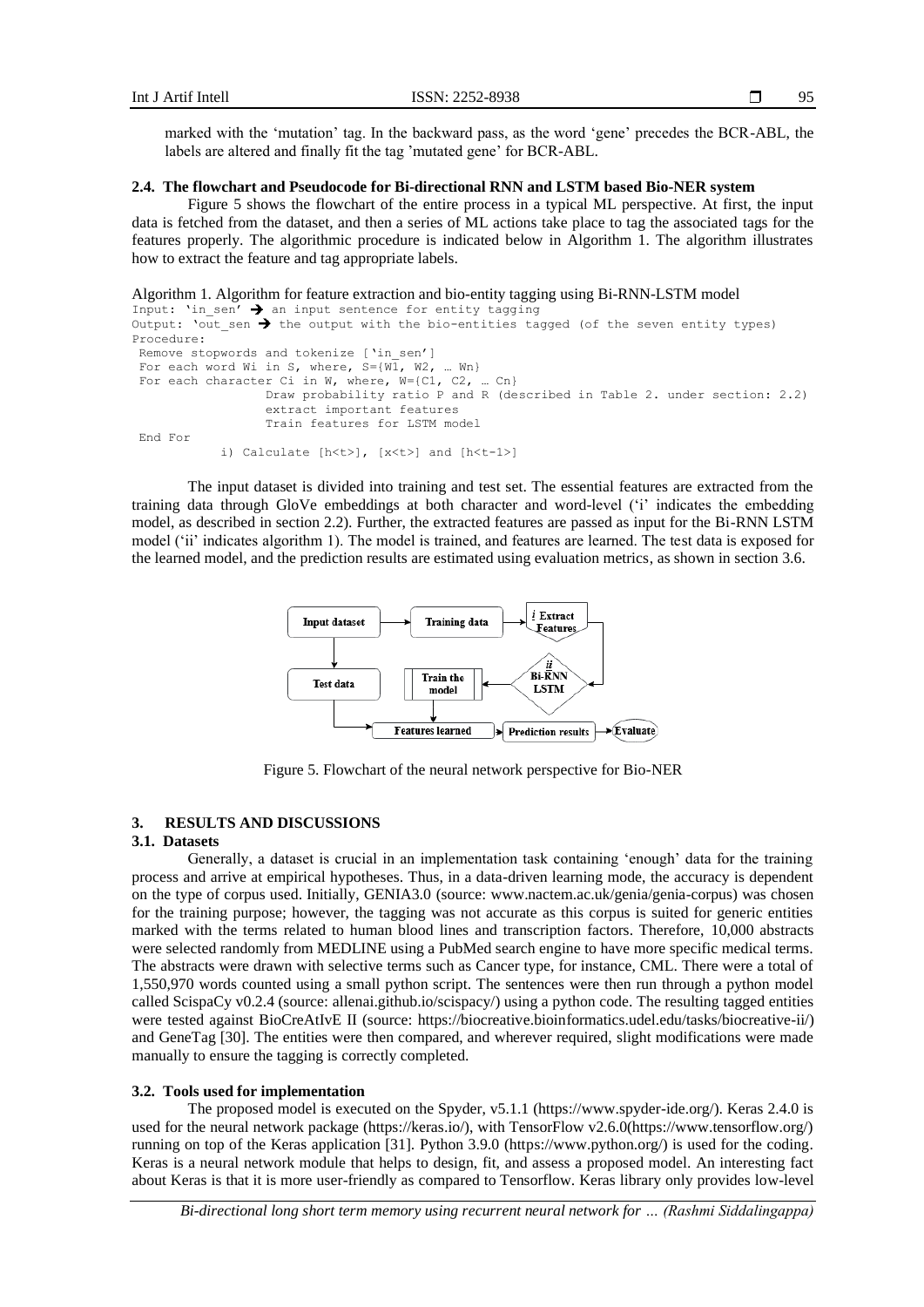marked with the 'mutation' tag. In the backward pass, as the word 'gene' precedes the BCR-ABL, the labels are altered and finally fit the tag 'mutated gene' for BCR-ABL.

### 2.4. The flowchart and Pseudocode for Bi-directional RNN and LSTM based Bio-NER system

Figure 5 shows the flowchart of the entire process in a typical ML perspective. At first, the input data is fetched from the dataset, and then a series of ML actions take place to tag the associated tags for the features properly. The algorithmic procedure is indicated below in Algorithm 1. The algorithm illustrates how to extract the feature and tag appropriate labels.

Algorithm 1. Algorithm for feature extraction and bio-entity tagging using Bi-RNN-LSTM model

```
Input: 'in_sen' → an input sentence for entity tagging
Output: 'out_sen → the output with the bio-entities tagged (of the seven entity types)
Procedure:
 Remove stopwords and tokenize ['in_sen']
 For each word Wi in S, where, S={W1, W2, … Wn}
 For each character Ci in W, where, W={C1, C2, … Cn}
                 Draw probability ratio P and R (described in Table 2. under section: 2.2)
                 extract important features
                 Train features for LSTM model
 End For
           i) Calculate [h<t>], [x<t>] and [h<t-1>]
```

The input dataset is divided into training and test set. The essential features are extracted from the training data through GloVe embeddings at both character and word-level ('i' indicates the embedding model, as described in section 2.2). Further, the extracted features are passed as input for the Bi-RNN LSTM model ('ii' indicates algorithm 1). The model is trained, and features are learned. The test data is exposed for the learned model, and the prediction results are estimated using evaluation metrics, as shown in section 3.6.

Input dataset → Training data → *i* Extract Features → *ii* Bi-RNN LSTM → Train the model → Features learned; Input dataset → Test data → Features learned → Prediction results → Evaluate

Figure 5. Flowchart of the neural network perspective for Bio-NER

## 3. RESULTS AND DISCUSSIONS

### 3.1. Datasets

Generally, a dataset is crucial in an implementation task containing 'enough' data for the training process and arrive at empirical hypotheses. Thus, in a data-driven learning mode, the accuracy is dependent on the type of corpus used. Initially, GENIA3.0 (source: www.nactem.ac.uk/genia/genia-corpus) was chosen for the training purpose; however, the tagging was not accurate as this corpus is suited for generic entities marked with the terms related to human blood lines and transcription factors. Therefore, 10,000 abstracts were selected randomly from MEDLINE using a PubMed search engine to have more specific medical terms. The abstracts were drawn with selective terms such as Cancer type, for instance, CML. There were a total of 1,550,970 words counted using a small python script. The sentences were then run through a python model called ScispaCy v0.2.4 (source: allenai.github.io/scispacy/) using a python code. The resulting tagged entities were tested against BioCreAtIvE II (source: https://biocreative.bioinformatics.udel.edu/tasks/biocreative-ii/) and GeneTag [30]. The entities were then compared, and wherever required, slight modifications were made manually to ensure the tagging is correctly completed.

### 3.2. Tools used for implementation

The proposed model is executed on the Spyder, v5.1.1 (https://www.spyder-ide.org/). Keras 2.4.0 is used for the neural network package (https://keras.io/), with TensorFlow v2.6.0(https://www.tensorflow.org/) running on top of the Keras application [31]. Python 3.9.0 (https://www.python.org/) is used for the coding. Keras is a neural network module that helps to design, fit, and assess a proposed model. An interesting fact about Keras is that it is more user-friendly as compared to Tensorflow. Keras library only provides low-level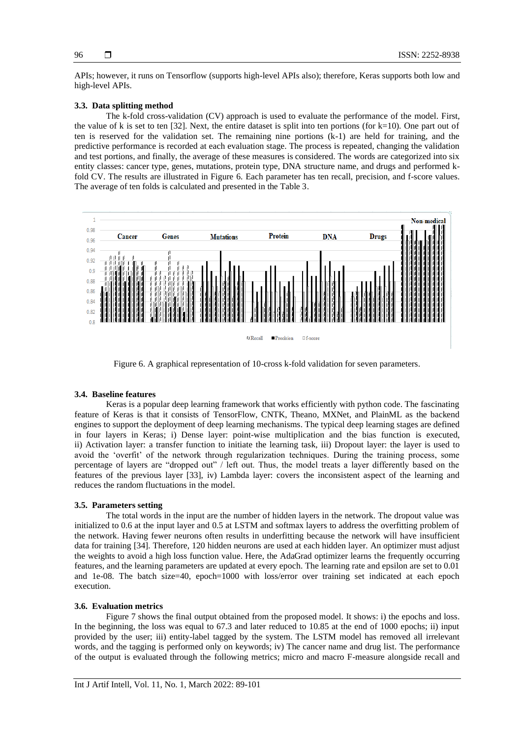APIs; however, it runs on Tensorflow (supports high-level APIs also); therefore, Keras supports both low and high-level APIs.

### 3.3. Data splitting method

The k-fold cross-validation (CV) approach is used to evaluate the performance of the model. First, the value of k is set to ten [32]. Next, the entire dataset is split into ten portions (for k=10). One part out of ten is reserved for the validation set. The remaining nine portions (k-1) are held for training, and the predictive performance is recorded at each evaluation stage. The process is repeated, changing the validation and test portions, and finally, the average of these measures is considered. The words are categorized into six entity classes: cancer type, genes, mutations, protein type, DNA structure name, and drugs and performed k-fold CV. The results are illustrated in Figure 6. Each parameter has ten recall, precision, and f-score values. The average of ten folds is calculated and presented in the Table 3.

Figure 6. A graphical representation of 10-cross k-fold validation for seven parameters.

### 3.4. Baseline features

Keras is a popular deep learning framework that works efficiently with python code. The fascinating feature of Keras is that it consists of TensorFlow, CNTK, Theano, MXNet, and PlainML as the backend engines to support the deployment of deep learning mechanisms. The typical deep learning stages are defined in four layers in Keras; i) Dense layer: point-wise multiplication and the bias function is executed, ii) Activation layer: a transfer function to initiate the learning task, iii) Dropout layer: the layer is used to avoid the 'overfit' of the network through regularization techniques. During the training process, some percentage of layers are "dropped out" / left out. Thus, the model treats a layer differently based on the features of the previous layer [33], iv) Lambda layer: covers the inconsistent aspect of the learning and reduces the random fluctuations in the model.

### 3.5. Parameters setting

The total words in the input are the number of hidden layers in the network. The dropout value was initialized to 0.6 at the input layer and 0.5 at LSTM and softmax layers to address the overfitting problem of the network. Having fewer neurons often results in underfitting because the network will have insufficient data for training [34]. Therefore, 120 hidden neurons are used at each hidden layer. An optimizer must adjust the weights to avoid a high loss function value. Here, the AdaGrad optimizer learns the frequently occurring features, and the learning parameters are updated at every epoch. The learning rate and epsilon are set to 0.01 and 1e-08. The batch size=40, epoch=1000 with loss/error over training set indicated at each epoch execution.

### 3.6. Evaluation metrics

Figure 7 shows the final output obtained from the proposed model. It shows: i) the epochs and loss. In the beginning, the loss was equal to 67.3 and later reduced to 10.85 at the end of 1000 epochs; ii) input provided by the user; iii) entity-label tagged by the system. The LSTM model has removed all irrelevant words, and the tagging is performed only on keywords; iv) The cancer name and drug list. The performance of the output is evaluated through the following metrics; micro and macro F-measure alongside recall and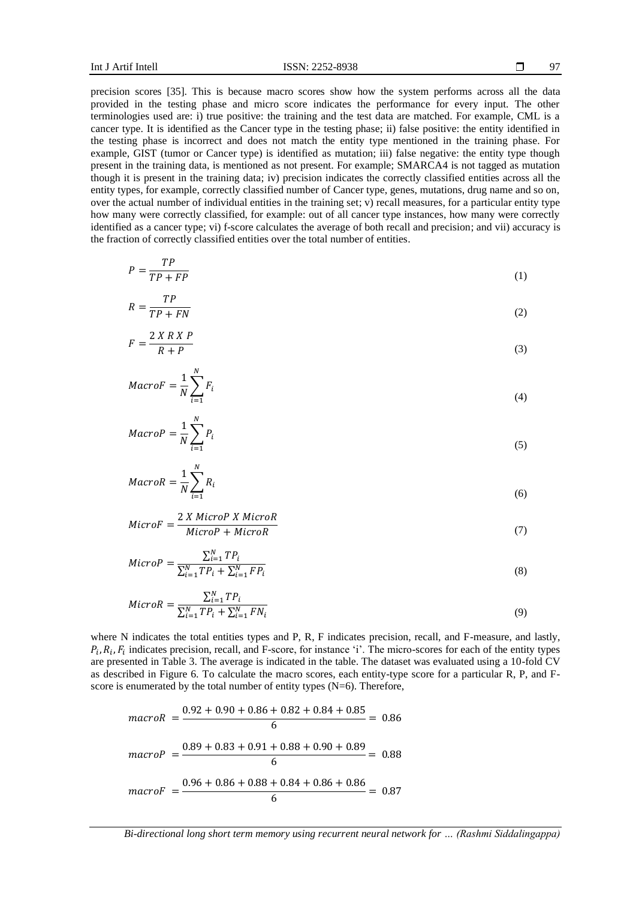precision scores [35]. This is because macro scores show how the system performs across all the data provided in the testing phase and micro score indicates the performance for every input. The other terminologies used are: i) true positive: the training and the test data are matched. For example, CML is a cancer type. It is identified as the Cancer type in the testing phase; ii) false positive: the entity identified in the testing phase is incorrect and does not match the entity type mentioned in the training phase. For example, GIST (tumor or Cancer type) is identified as mutation; iii) false negative: the entity type though present in the training data, is mentioned as not present. For example; SMARCA4 is not tagged as mutation though it is present in the training data; iv) precision indicates the correctly classified entities across all the entity types, for example, correctly classified number of Cancer type, genes, mutations, drug name and so on, over the actual number of individual entities in the training set; v) recall measures, for a particular entity type how many were correctly classified, for example: out of all cancer type instances, how many were correctly identified as a cancer type; vi) f-score calculates the average of both recall and precision; and vii) accuracy is the fraction of correctly classified entities over the total number of entities.

$$P = \frac{TP}{TP + FP} \tag{1}$$

$$R = \frac{TP}{TP + FN} \tag{2}$$

$$F = \frac{2\ X\ R\ X\ P}{R + P} \tag{3}$$

$$MacroF = \frac{1}{N}\sum_{i=1}^{N} F_i \tag{4}$$

$$MacroP = \frac{1}{N}\sum_{i=1}^{N} P_i \tag{5}$$

$$MacroR = \frac{1}{N}\sum_{i=1}^{N} R_i \tag{6}$$

$$MicroF = \frac{2\ X\ MicroP\ X\ MicroR}{MicroP + MicroR} \tag{7}$$

$$MicroP = \frac{\sum_{i=1}^{N} TP_i}{\sum_{i=1}^{N} TP_i + \sum_{i=1}^{N} FP_i} \tag{8}$$

$$MicroR = \frac{\sum_{i=1}^{N} TP_i}{\sum_{i=1}^{N} TP_i + \sum_{i=1}^{N} FN_i} \tag{9}$$

where N indicates the total entities types and P, R, F indicates precision, recall, and F-measure, and lastly, $P_i, R_i, F_i$ indicates precision, recall, and F-score, for instance 'i'. The micro-scores for each of the entity types are presented in Table 3. The average is indicated in the table. The dataset was evaluated using a 10-fold CV as described in Figure 6. To calculate the macro scores, each entity-type score for a particular R, P, and F-score is enumerated by the total number of entity types (N=6). Therefore,

$$macroR = \frac{0.92 + 0.90 + 0.86 + 0.82 + 0.84 + 0.85}{6} = 0.86$$

$$macroP = \frac{0.89 + 0.83 + 0.91 + 0.88 + 0.90 + 0.89}{6} = 0.88$$

$$macroF = \frac{0.96 + 0.86 + 0.88 + 0.84 + 0.86 + 0.86}{6} = 0.87$$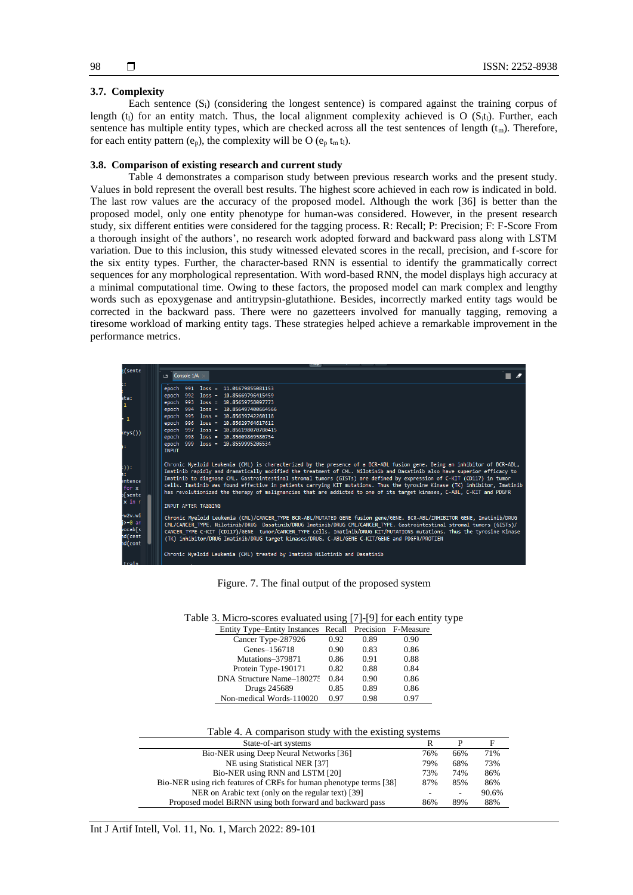### 3.7. Complexity

Each sentence ($S_i$) (considering the longest sentence) is compared against the training corpus of length ($t_l$) for an entity match. Thus, the local alignment complexity achieved is O ($S_i t_l$). Further, each sentence has multiple entity types, which are checked across all the test sentences of length ($t_m$). Therefore, for each entity pattern ($e_p$), the complexity will be O ($e_p$ $t_m$ $t_l$).

### 3.8. Comparison of existing research and current study

Table 4 demonstrates a comparison study between previous research works and the present study. Values in bold represent the overall best results. The highest score achieved in each row is indicated in bold. The last row values are the accuracy of the proposed model. Although the work [36] is better than the proposed model, only one entity phenotype for human-was considered. However, in the present research study, six different entities were considered for the tagging process. R: Recall; P: Precision; F: F-Score From a thorough insight of the authors', no research work adopted forward and backward pass along with LSTM variation. Due to this inclusion, this study witnessed elevated scores in the recall, precision, and f-score for the six entity types. Further, the character-based RNN is essential to identify the grammatically correct sequences for any morphological representation. With word-based RNN, the model displays high accuracy at a minimal computational time. Owing to these factors, the proposed model can mark complex and lengthy words such as epoxygenase and antitrypsin-glutathione. Besides, incorrectly marked entity tags would be corrected in the backward pass. There were no gazetteers involved for manually tagging, removing a tiresome workload of marking entity tags. These strategies helped achieve a remarkable improvement in the performance metrics.

Figure. 7. The final output of the proposed system

Table 3. Micro-scores evaluated using [7]-[9] for each entity type

| Entity Type–Entity Instances | Recall | Precision | F-Measure |
|---|---|---|---|
| Cancer Type-287926 | 0.92 | 0.89 | 0.90 |
| Genes–156718 | 0.90 | 0.83 | 0.86 |
| Mutations–379871 | 0.86 | 0.91 | 0.88 |
| Protein Type-190171 | 0.82 | 0.88 | 0.84 |
| DNA Structure Name–180275 | 0.84 | 0.90 | 0.86 |
| Drugs 245689 | 0.85 | 0.89 | 0.86 |
| Non-medical Words-110020 | 0.97 | 0.98 | 0.97 |

Table 4. A comparison study with the existing systems

| State-of-art systems | R | P | F |
|---|---|---|---|
| Bio-NER using Deep Neural Networks [36] | 76% | 66% | 71% |
| NE using Statistical NER [37] | 79% | 68% | 73% |
| Bio-NER using RNN and LSTM [20] | 73% | 74% | 86% |
| Bio-NER using rich features of CRFs for human phenotype terms [38] | 87% | 85% | 86% |
| NER on Arabic text (only on the regular text) [39] | - | - | 90.6% |
| Proposed model BiRNN using both forward and backward pass | 86% | 89% | 88% |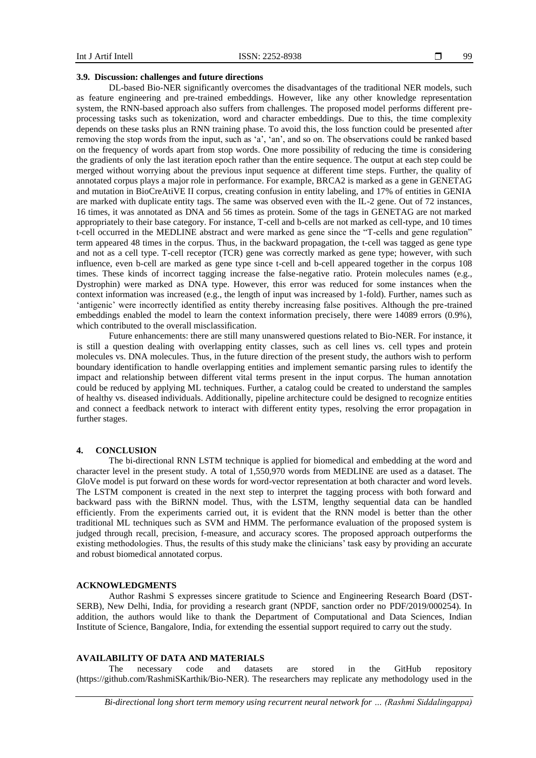### 3.9. Discussion: challenges and future directions

DL-based Bio-NER significantly overcomes the disadvantages of the traditional NER models, such as feature engineering and pre-trained embeddings. However, like any other knowledge representation system, the RNN-based approach also suffers from challenges. The proposed model performs different pre-processing tasks such as tokenization, word and character embeddings. Due to this, the time complexity depends on these tasks plus an RNN training phase. To avoid this, the loss function could be presented after removing the stop words from the input, such as 'a', 'an', and so on. The observations could be ranked based on the frequency of words apart from stop words. One more possibility of reducing the time is considering the gradients of only the last iteration epoch rather than the entire sequence. The output at each step could be merged without worrying about the previous input sequence at different time steps. Further, the quality of annotated corpus plays a major role in performance. For example, BRCA2 is marked as a gene in GENETAG and mutation in BioCreAtiVE II corpus, creating confusion in entity labeling, and 17% of entities in GENIA are marked with duplicate entity tags. The same was observed even with the IL-2 gene. Out of 72 instances, 16 times, it was annotated as DNA and 56 times as protein. Some of the tags in GENETAG are not marked appropriately to their base category. For instance, T-cell and b-cells are not marked as cell-type, and 10 times t-cell occurred in the MEDLINE abstract and were marked as gene since the "T-cells and gene regulation" term appeared 48 times in the corpus. Thus, in the backward propagation, the t-cell was tagged as gene type and not as a cell type. T-cell receptor (TCR) gene was correctly marked as gene type; however, with such influence, even b-cell are marked as gene type since t-cell and b-cell appeared together in the corpus 108 times. These kinds of incorrect tagging increase the false-negative ratio. Protein molecules names (e.g., Dystrophin) were marked as DNA type. However, this error was reduced for some instances when the context information was increased (e.g., the length of input was increased by 1-fold). Further, names such as 'antigenic' were incorrectly identified as entity thereby increasing false positives. Although the pre-trained embeddings enabled the model to learn the context information precisely, there were 14089 errors (0.9%), which contributed to the overall misclassification.

Future enhancements: there are still many unanswered questions related to Bio-NER. For instance, it is still a question dealing with overlapping entity classes, such as cell lines vs. cell types and protein molecules vs. DNA molecules. Thus, in the future direction of the present study, the authors wish to perform boundary identification to handle overlapping entities and implement semantic parsing rules to identify the impact and relationship between different vital terms present in the input corpus. The human annotation could be reduced by applying ML techniques. Further, a catalog could be created to understand the samples of healthy vs. diseased individuals. Additionally, pipeline architecture could be designed to recognize entities and connect a feedback network to interact with different entity types, resolving the error propagation in further stages.

## 4. CONCLUSION

The bi-directional RNN LSTM technique is applied for biomedical and embedding at the word and character level in the present study. A total of 1,550,970 words from MEDLINE are used as a dataset. The GloVe model is put forward on these words for word-vector representation at both character and word levels. The LSTM component is created in the next step to interpret the tagging process with both forward and backward pass with the BiRNN model. Thus, with the LSTM, lengthy sequential data can be handled efficiently. From the experiments carried out, it is evident that the RNN model is better than the other traditional ML techniques such as SVM and HMM. The performance evaluation of the proposed system is judged through recall, precision, f-measure, and accuracy scores. The proposed approach outperforms the existing methodologies. Thus, the results of this study make the clinicians' task easy by providing an accurate and robust biomedical annotated corpus.

## ACKNOWLEDGMENTS

Author Rashmi S expresses sincere gratitude to Science and Engineering Research Board (DST-SERB), New Delhi, India, for providing a research grant (NPDF, sanction order no PDF/2019/000254). In addition, the authors would like to thank the Department of Computational and Data Sciences, Indian Institute of Science, Bangalore, India, for extending the essential support required to carry out the study.

## AVAILABILITY OF DATA AND MATERIALS

The necessary code and datasets are stored in the GitHub repository (https://github.com/RashmiSKarthik/Bio-NER). The researchers may replicate any methodology used in the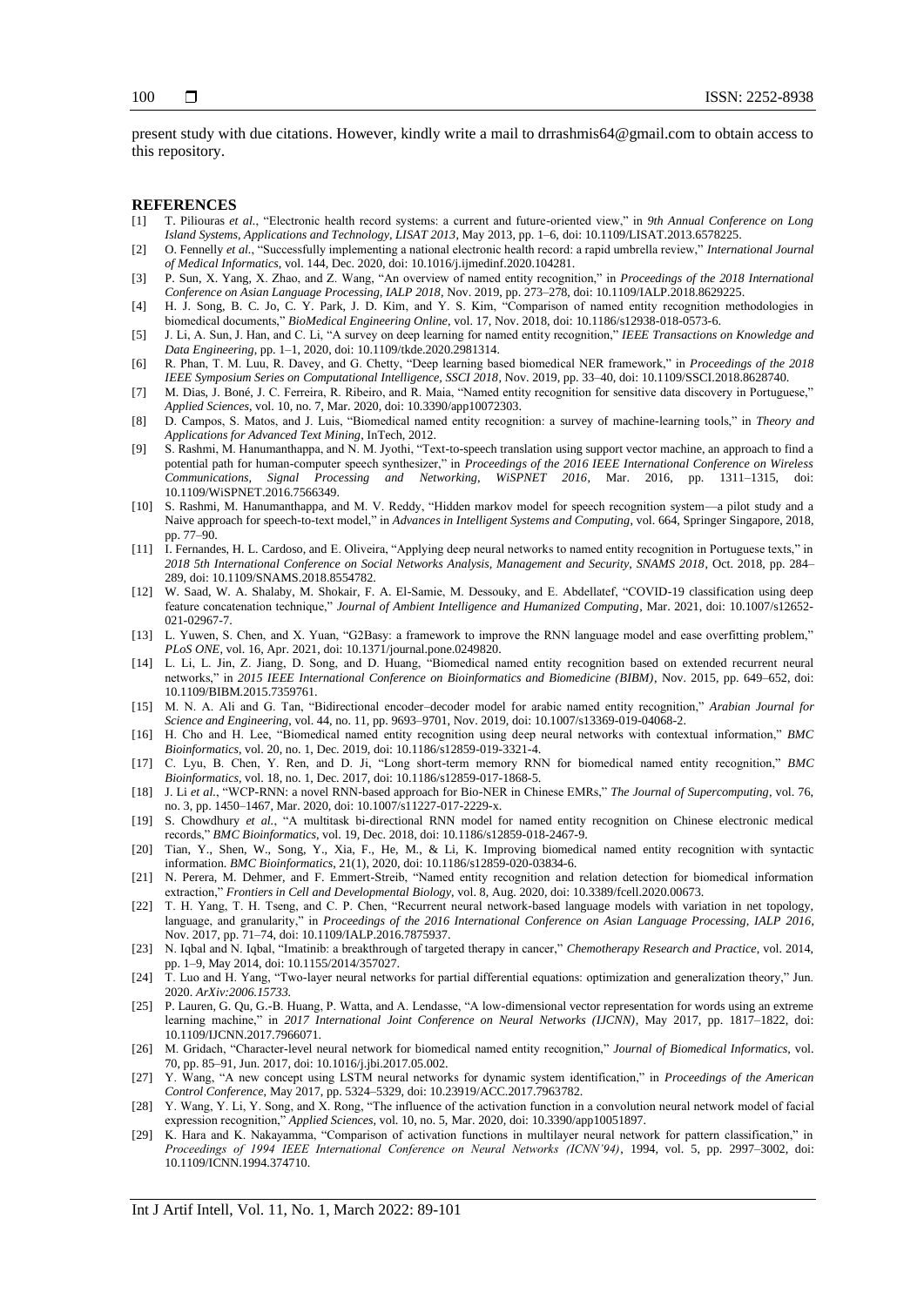present study with due citations. However, kindly write a mail to drrashmis64@gmail.com to obtain access to this repository.

## REFERENCES

[1] T. Piliouras *et al.*, "Electronic health record systems: a current and future-oriented view," in *9th Annual Conference on Long Island Systems, Applications and Technology, LISAT 2013*, May 2013, pp. 1–6, doi: 10.1109/LISAT.2013.6578225.

[2] O. Fennelly *et al.*, "Successfully implementing a national electronic health record: a rapid umbrella review," *International Journal of Medical Informatics*, vol. 144, Dec. 2020, doi: 10.1016/j.ijmedinf.2020.104281.

[3] P. Sun, X. Yang, X. Zhao, and Z. Wang, "An overview of named entity recognition," in *Proceedings of the 2018 International Conference on Asian Language Processing, IALP 2018*, Nov. 2019, pp. 273–278, doi: 10.1109/IALP.2018.8629225.

[4] H. J. Song, B. C. Jo, C. Y. Park, J. D. Kim, and Y. S. Kim, "Comparison of named entity recognition methodologies in biomedical documents," *BioMedical Engineering Online*, vol. 17, Nov. 2018, doi: 10.1186/s12938-018-0573-6.

[5] J. Li, A. Sun, J. Han, and C. Li, "A survey on deep learning for named entity recognition," *IEEE Transactions on Knowledge and Data Engineering*, pp. 1–1, 2020, doi: 10.1109/tkde.2020.2981314.

[6] R. Phan, T. M. Luu, R. Davey, and G. Chetty, "Deep learning based biomedical NER framework," in *Proceedings of the 2018 IEEE Symposium Series on Computational Intelligence, SSCI 2018*, Nov. 2019, pp. 33–40, doi: 10.1109/SSCI.2018.8628740.

[7] M. Dias, J. Boné, J. C. Ferreira, R. Ribeiro, and R. Maia, "Named entity recognition for sensitive data discovery in Portuguese," *Applied Sciences*, vol. 10, no. 7, Mar. 2020, doi: 10.3390/app10072303.

[8] D. Campos, S. Matos, and J. Luis, "Biomedical named entity recognition: a survey of machine-learning tools," in *Theory and Applications for Advanced Text Mining*, InTech, 2012.

[9] S. Rashmi, M. Hanumanthappa, and N. M. Jyothi, "Text-to-speech translation using support vector machine, an approach to find a potential path for human-computer speech synthesizer," in *Proceedings of the 2016 IEEE International Conference on Wireless Communications, Signal Processing and Networking, WiSPNET 2016*, Mar. 2016, pp. 1311–1315, doi: 10.1109/WiSPNET.2016.7566349.

[10] S. Rashmi, M. Hanumanthappa, and M. V. Reddy, "Hidden markov model for speech recognition system—a pilot study and a Naive approach for speech-to-text model," in *Advances in Intelligent Systems and Computing*, vol. 664, Springer Singapore, 2018, pp. 77–90.

[11] I. Fernandes, H. L. Cardoso, and E. Oliveira, "Applying deep neural networks to named entity recognition in Portuguese texts," in *2018 5th International Conference on Social Networks Analysis, Management and Security, SNAMS 2018*, Oct. 2018, pp. 284–289, doi: 10.1109/SNAMS.2018.8554782.

[12] W. Saad, W. A. Shalaby, M. Shokair, F. A. El-Samie, M. Dessouky, and E. Abdellatef, "COVID-19 classification using deep feature concatenation technique," *Journal of Ambient Intelligence and Humanized Computing*, Mar. 2021, doi: 10.1007/s12652-021-02967-7.

[13] L. Yuwen, S. Chen, and X. Yuan, "G2Basy: a framework to improve the RNN language model and ease overfitting problem," *PLoS ONE*, vol. 16, Apr. 2021, doi: 10.1371/journal.pone.0249820.

[14] L. Li, L. Jin, Z. Jiang, D. Song, and D. Huang, "Biomedical named entity recognition based on extended recurrent neural networks," in *2015 IEEE International Conference on Bioinformatics and Biomedicine (BIBM)*, Nov. 2015, pp. 649–652, doi: 10.1109/BIBM.2015.7359761.

[15] M. N. A. Ali and G. Tan, "Bidirectional encoder–decoder model for arabic named entity recognition," *Arabian Journal for Science and Engineering*, vol. 44, no. 11, pp. 9693–9701, Nov. 2019, doi: 10.1007/s13369-019-04068-2.

[16] H. Cho and H. Lee, "Biomedical named entity recognition using deep neural networks with contextual information," *BMC Bioinformatics*, vol. 20, no. 1, Dec. 2019, doi: 10.1186/s12859-019-3321-4.

[17] C. Lyu, B. Chen, Y. Ren, and D. Ji, "Long short-term memory RNN for biomedical named entity recognition," *BMC Bioinformatics*, vol. 18, no. 1, Dec. 2017, doi: 10.1186/s12859-017-1868-5.

[18] J. Li *et al.*, "WCP-RNN: a novel RNN-based approach for Bio-NER in Chinese EMRs," *The Journal of Supercomputing*, vol. 76, no. 3, pp. 1450–1467, Mar. 2020, doi: 10.1007/s11227-017-2229-x.

[19] S. Chowdhury *et al.*, "A multitask bi-directional RNN model for named entity recognition on Chinese electronic medical records," *BMC Bioinformatics*, vol. 19, Dec. 2018, doi: 10.1186/s12859-018-2467-9.

[20] Tian, Y., Shen, W., Song, Y., Xia, F., He, M., & Li, K. Improving biomedical named entity recognition with syntactic information. *BMC Bioinformatics*, 21(1), 2020, doi: 10.1186/s12859-020-03834-6.

[21] N. Perera, M. Dehmer, and F. Emmert-Streib, "Named entity recognition and relation detection for biomedical information extraction," *Frontiers in Cell and Developmental Biology*, vol. 8, Aug. 2020, doi: 10.3389/fcell.2020.00673.

[22] T. H. Yang, T. H. Tseng, and C. P. Chen, "Recurrent neural network-based language models with variation in net topology, language, and granularity," in *Proceedings of the 2016 International Conference on Asian Language Processing, IALP 2016*, Nov. 2017, pp. 71–74, doi: 10.1109/IALP.2016.7875937.

[23] N. Iqbal and N. Iqbal, "Imatinib: a breakthrough of targeted therapy in cancer," *Chemotherapy Research and Practice*, vol. 2014, pp. 1–9, May 2014, doi: 10.1155/2014/357027.

[24] T. Luo and H. Yang, "Two-layer neural networks for partial differential equations: optimization and generalization theory," Jun. 2020. *ArXiv:2006.15733.*

[25] P. Lauren, G. Qu, G.-B. Huang, P. Watta, and A. Lendasse, "A low-dimensional vector representation for words using an extreme learning machine," in *2017 International Joint Conference on Neural Networks (IJCNN)*, May 2017, pp. 1817–1822, doi: 10.1109/IJCNN.2017.7966071.

[26] M. Gridach, "Character-level neural network for biomedical named entity recognition," *Journal of Biomedical Informatics*, vol. 70, pp. 85–91, Jun. 2017, doi: 10.1016/j.jbi.2017.05.002.

[27] Y. Wang, "A new concept using LSTM neural networks for dynamic system identification," in *Proceedings of the American Control Conference*, May 2017, pp. 5324–5329, doi: 10.23919/ACC.2017.7963782.

[28] Y. Wang, Y. Li, Y. Song, and X. Rong, "The influence of the activation function in a convolution neural network model of facial expression recognition," *Applied Sciences*, vol. 10, no. 5, Mar. 2020, doi: 10.3390/app10051897.

[29] K. Hara and K. Nakayamma, "Comparison of activation functions in multilayer neural network for pattern classification," in *Proceedings of 1994 IEEE International Conference on Neural Networks (ICNN'94)*, 1994, vol. 5, pp. 2997–3002, doi: 10.1109/ICNN.1994.374710.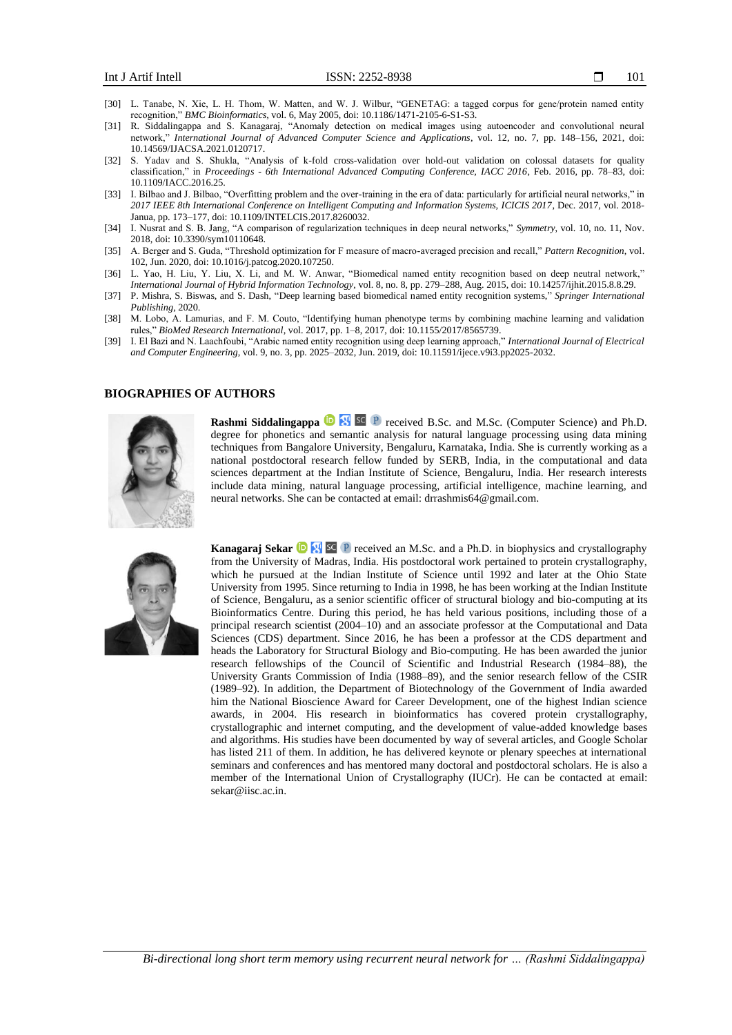[30] L. Tanabe, N. Xie, L. H. Thom, W. Matten, and W. J. Wilbur, "GENETAG: a tagged corpus for gene/protein named entity recognition," *BMC Bioinformatics*, vol. 6, May 2005, doi: 10.1186/1471-2105-6-S1-S3.

[31] R. Siddalingappa and S. Kanagaraj, "Anomaly detection on medical images using autoencoder and convolutional neural network," *International Journal of Advanced Computer Science and Applications*, vol. 12, no. 7, pp. 148–156, 2021, doi: 10.14569/IJACSA.2021.0120717.

[32] S. Yadav and S. Shukla, "Analysis of k-fold cross-validation over hold-out validation on colossal datasets for quality classification," in *Proceedings - 6th International Advanced Computing Conference, IACC 2016*, Feb. 2016, pp. 78–83, doi: 10.1109/IACC.2016.25.

[33] I. Bilbao and J. Bilbao, "Overfitting problem and the over-training in the era of data: particularly for artificial neural networks," in *2017 IEEE 8th International Conference on Intelligent Computing and Information Systems, ICICIS 2017*, Dec. 2017, vol. 2018-Janua, pp. 173–177, doi: 10.1109/INTELCIS.2017.8260032.

[34] I. Nusrat and S. B. Jang, "A comparison of regularization techniques in deep neural networks," *Symmetry*, vol. 10, no. 11, Nov. 2018, doi: 10.3390/sym10110648.

[35] A. Berger and S. Guda, "Threshold optimization for F measure of macro-averaged precision and recall," *Pattern Recognition*, vol. 102, Jun. 2020, doi: 10.1016/j.patcog.2020.107250.

[36] L. Yao, H. Liu, Y. Liu, X. Li, and M. W. Anwar, "Biomedical named entity recognition based on deep neutral network," *International Journal of Hybrid Information Technology*, vol. 8, no. 8, pp. 279–288, Aug. 2015, doi: 10.14257/ijhit.2015.8.8.29.

[37] P. Mishra, S. Biswas, and S. Dash, "Deep learning based biomedical named entity recognition systems," *Springer International Publishing*, 2020.

[38] M. Lobo, A. Lamurias, and F. M. Couto, "Identifying human phenotype terms by combining machine learning and validation rules," *BioMed Research International*, vol. 2017, pp. 1–8, 2017, doi: 10.1155/2017/8565739.

[39] I. El Bazi and N. Laachfoubi, "Arabic named entity recognition using deep learning approach," *International Journal of Electrical and Computer Engineering*, vol. 9, no. 3, pp. 2025–2032, Jun. 2019, doi: 10.11591/ijece.v9i3.pp2025-2032.

## BIOGRAPHIES OF AUTHORS

**Rashmi Siddalingappa** received B.Sc. and M.Sc. (Computer Science) and Ph.D. degree for phonetics and semantic analysis for natural language processing using data mining techniques from Bangalore University, Bengaluru, Karnataka, India. She is currently working as a national postdoctoral research fellow funded by SERB, India, in the computational and data sciences department at the Indian Institute of Science, Bengaluru, India. Her research interests include data mining, natural language processing, artificial intelligence, machine learning, and neural networks. She can be contacted at email: drrashmis64@gmail.com.

**Kanagaraj Sekar** received an M.Sc. and a Ph.D. in biophysics and crystallography from the University of Madras, India. His postdoctoral work pertained to protein crystallography, which he pursued at the Indian Institute of Science until 1992 and later at the Ohio State University from 1995. Since returning to India in 1998, he has been working at the Indian Institute of Science, Bengaluru, as a senior scientific officer of structural biology and bio-computing at its Bioinformatics Centre. During this period, he has held various positions, including those of a principal research scientist (2004–10) and an associate professor at the Computational and Data Sciences (CDS) department. Since 2016, he has been a professor at the CDS department and heads the Laboratory for Structural Biology and Bio-computing. He has been awarded the junior research fellowships of the Council of Scientific and Industrial Research (1984–88), the University Grants Commission of India (1988–89), and the senior research fellow of the CSIR (1989–92). In addition, the Department of Biotechnology of the Government of India awarded him the National Bioscience Award for Career Development, one of the highest Indian science awards, in 2004. His research in bioinformatics has covered protein crystallography, crystallographic and internet computing, and the development of value-added knowledge bases and algorithms. His studies have been documented by way of several articles, and Google Scholar has listed 211 of them. In addition, he has delivered keynote or plenary speeches at international seminars and conferences and has mentored many doctoral and postdoctoral scholars. He is also a member of the International Union of Crystallography (IUCr). He can be contacted at email: sekar@iisc.ac.in.